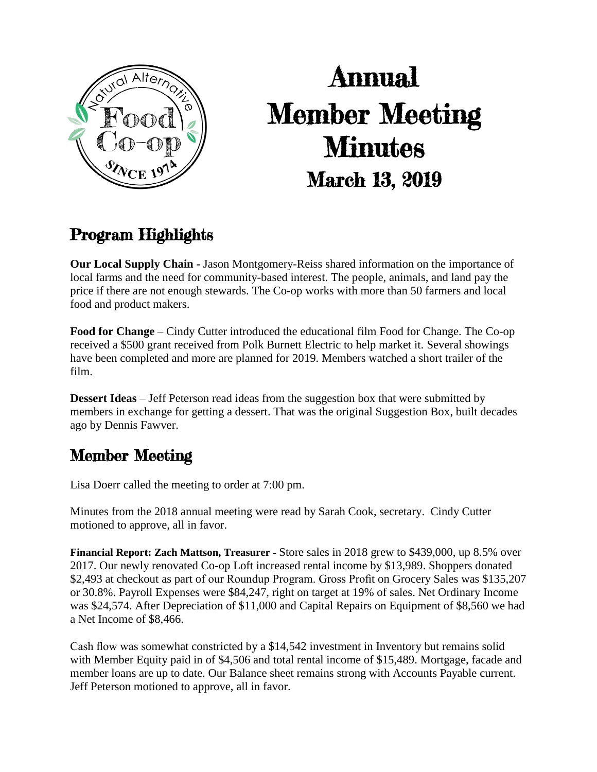# Annual Member Meeting Minutes

## March 13, 2019

## Program Highlights

**Our Local Supply Chain -** Jason Montgomery-Reiss shared information on the importance of local farms and the need for community-based interest. The people, animals, and land pay the price if there are not enough stewards. The Co-op works with more than 50 farmers and local food and product makers.

**Food for Change** – Cindy Cutter introduced the educational film Food for Change. The Co-op received a $500 grant received from Polk Burnett Electric to help market it. Several showings have been completed and more are planned for 2019. Members watched a short trailer of the film.

**Dessert Ideas** – Jeff Peterson read ideas from the suggestion box that were submitted by members in exchange for getting a dessert. That was the original Suggestion Box, built decades ago by Dennis Fawver.

## Member Meeting

Lisa Doerr called the meeting to order at 7:00 pm.

Minutes from the 2018 annual meeting were read by Sarah Cook, secretary. Cindy Cutter motioned to approve, all in favor.

**Financial Report: Zach Mattson, Treasurer** - Store sales in 2018 grew to $439,000, up 8.5% over 2017. Our newly renovated Co-op Loft increased rental income by $13,989. Shoppers donated $2,493 at checkout as part of our Roundup Program. Gross Profit on Grocery Sales was $135,207 or 30.8%. Payroll Expenses were $84,247, right on target at 19% of sales. Net Ordinary Income was $24,574. After Depreciation of $11,000 and Capital Repairs on Equipment of $8,560 we had a Net Income of $8,466.

Cash flow was somewhat constricted by a $14,542 investment in Inventory but remains solid with Member Equity paid in of $4,506 and total rental income of $15,489. Mortgage, facade and member loans are up to date. Our Balance sheet remains strong with Accounts Payable current. Jeff Peterson motioned to approve, all in favor.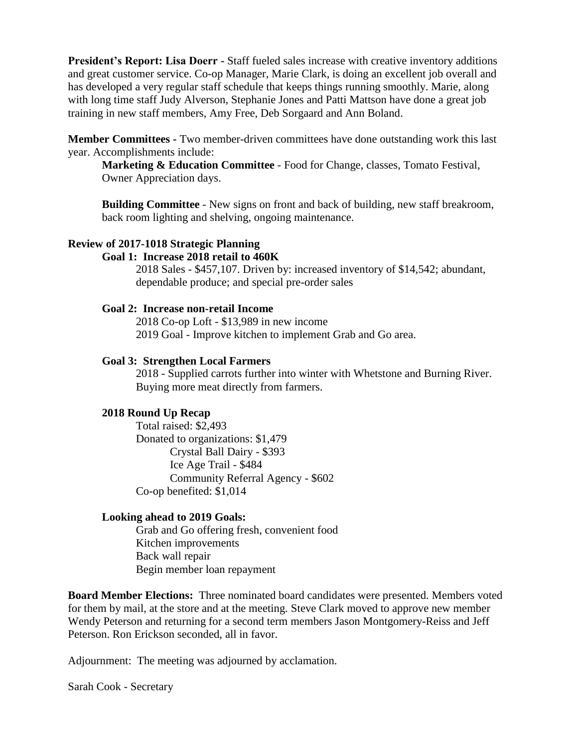**President's Report: Lisa Doerr -** Staff fueled sales increase with creative inventory additions and great customer service. Co-op Manager, Marie Clark, is doing an excellent job overall and has developed a very regular staff schedule that keeps things running smoothly. Marie, along with long time staff Judy Alverson, Stephanie Jones and Patti Mattson have done a great job training in new staff members, Amy Free, Deb Sorgaard and Ann Boland.

**Member Committees -** Two member-driven committees have done outstanding work this last year. Accomplishments include:

**Marketing & Education Committee** - Food for Change, classes, Tomato Festival, Owner Appreciation days.

**Building Committee** - New signs on front and back of building, new staff breakroom, back room lighting and shelving, ongoing maintenance.

**Review of 2017-1018 Strategic Planning**

**Goal 1: Increase 2018 retail to 460K**

2018 Sales - $457,107. Driven by: increased inventory of $14,542; abundant, dependable produce; and special pre-order sales

**Goal 2: Increase non-retail Income**

2018 Co-op Loft - $13,989 in new income
2019 Goal - Improve kitchen to implement Grab and Go area.

**Goal 3: Strengthen Local Farmers**

2018 - Supplied carrots further into winter with Whetstone and Burning River. Buying more meat directly from farmers.

**2018 Round Up Recap**

Total raised: $2,493
Donated to organizations: $1,479
- Crystal Ball Dairy - $393
- Ice Age Trail - $484
- Community Referral Agency - $602

Co-op benefited: $1,014

**Looking ahead to 2019 Goals:**

Grab and Go offering fresh, convenient food
Kitchen improvements
Back wall repair
Begin member loan repayment

**Board Member Elections:** Three nominated board candidates were presented. Members voted for them by mail, at the store and at the meeting. Steve Clark moved to approve new member Wendy Peterson and returning for a second term members Jason Montgomery-Reiss and Jeff Peterson. Ron Erickson seconded, all in favor.

Adjournment: The meeting was adjourned by acclamation.

Sarah Cook - Secretary